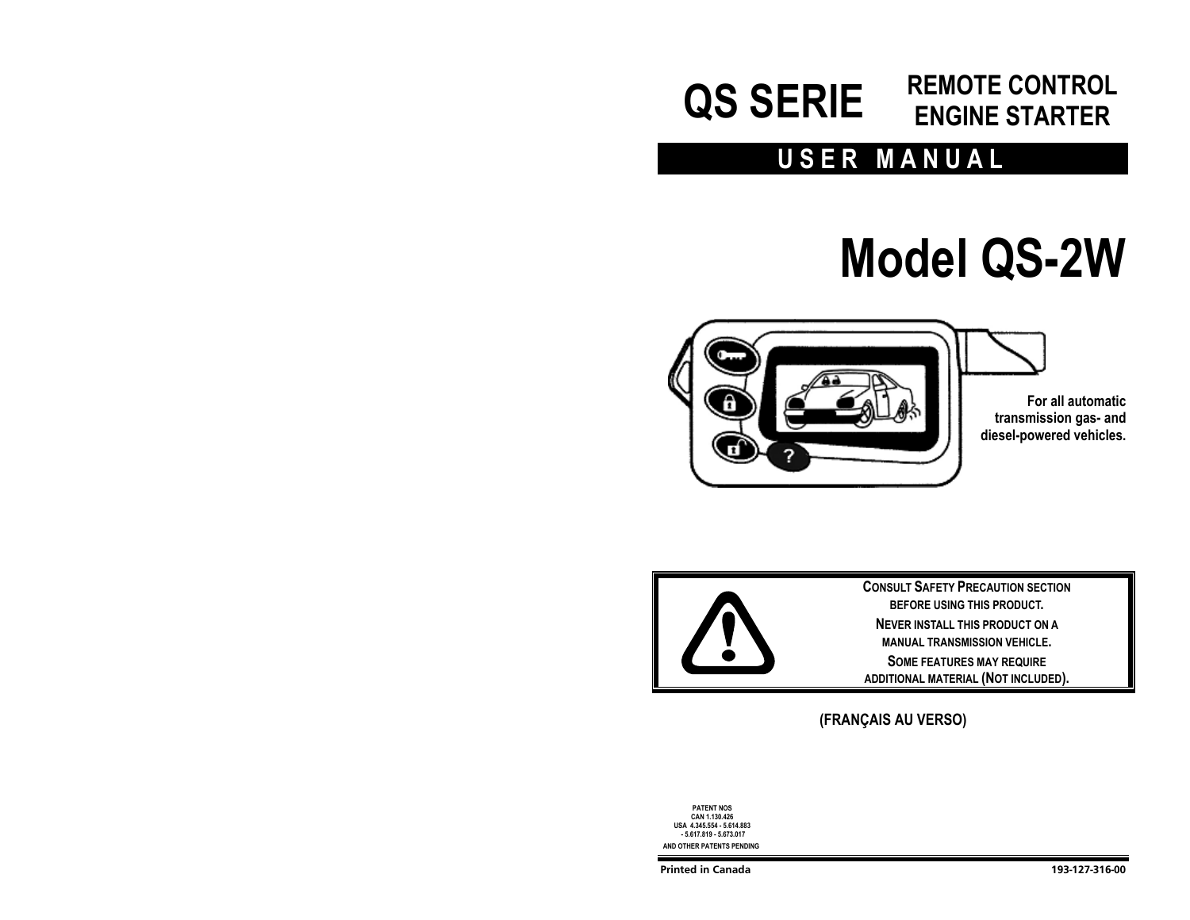# QS SERIE

## REMOTE CONTROL ENGINE STARTER

## USER MANUAL

# Model QS-2W

**For all automatic transmission gas- and diesel-powered vehicles.**

**CONSULT SAFETY PRECAUTION SECTION BEFORE USING THIS PRODUCT.**

**NEVER INSTALL THIS PRODUCT ON A MANUAL TRANSMISSION VEHICLE.**

**SOME FEATURES MAY REQUIRE ADDITIONAL MATERIAL (NOT INCLUDED).**

**(FRANÇAIS AU VERSO)**

PATENT NOS
CAN 1.130.426
USA 4.345.554 - 5.614.883
- 5.617.819 - 5.673.017
AND OTHER PATENTS PENDING

Printed in Canada

193-127-316-00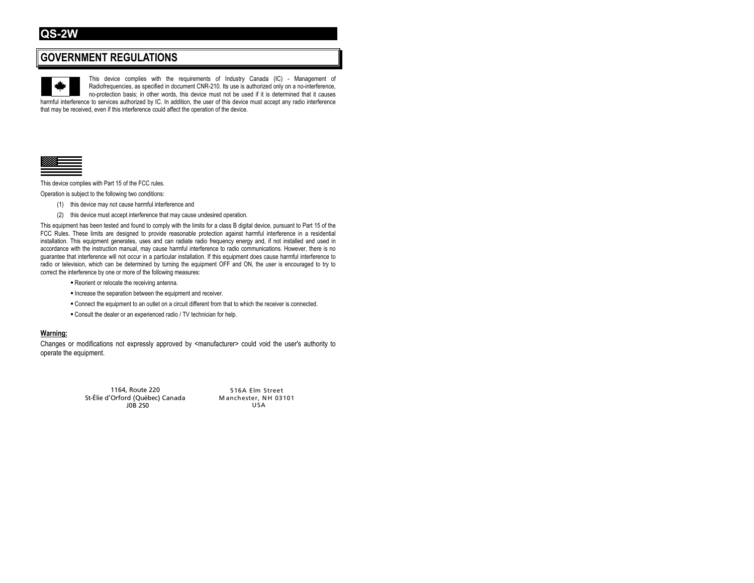# QS-2W

## GOVERNMENT REGULATIONS

This device complies with the requirements of Industry Canada (IC) - Management of Radiofrequencies, as specified in document CNR-210. Its use is authorized only on a no-interference, no-protection basis; in other words, this device must not be used if it is determined that it causes harmful interference to services authorized by IC. In addition, the user of this device must accept any radio interference that may be received, even if this interference could affect the operation of the device.

This device complies with Part 15 of the FCC rules.

Operation is subject to the following two conditions:

(1) this device may not cause harmful interference and

(2) this device must accept interference that may cause undesired operation.

This equipment has been tested and found to comply with the limits for a class B digital device, pursuant to Part 15 of the FCC Rules. These limits are designed to provide reasonable protection against harmful interference in a residential installation. This equipment generates, uses and can radiate radio frequency energy and, if not installed and used in accordance with the instruction manual, may cause harmful interference to radio communications. However, there is no guarantee that interference will not occur in a particular installation. If this equipment does cause harmful interference to radio or television, which can be determined by turning the equipment OFF and ON, the user is encouraged to try to correct the interference by one or more of the following measures:

- Reorient or relocate the receiving antenna.
- Increase the separation between the equipment and receiver.
- Connect the equipment to an outlet on a circuit different from that to which the receiver is connected.
- Consult the dealer or an experienced radio / TV technician for help.

**Warning:**

Changes or modifications not expressly approved by <manufacturer> could void the user's authority to operate the equipment.

1164, Route 220
St-Élie d'Orford (Québec) Canada
J0B 2S0

516A Elm Street
Manchester, NH 03101
USA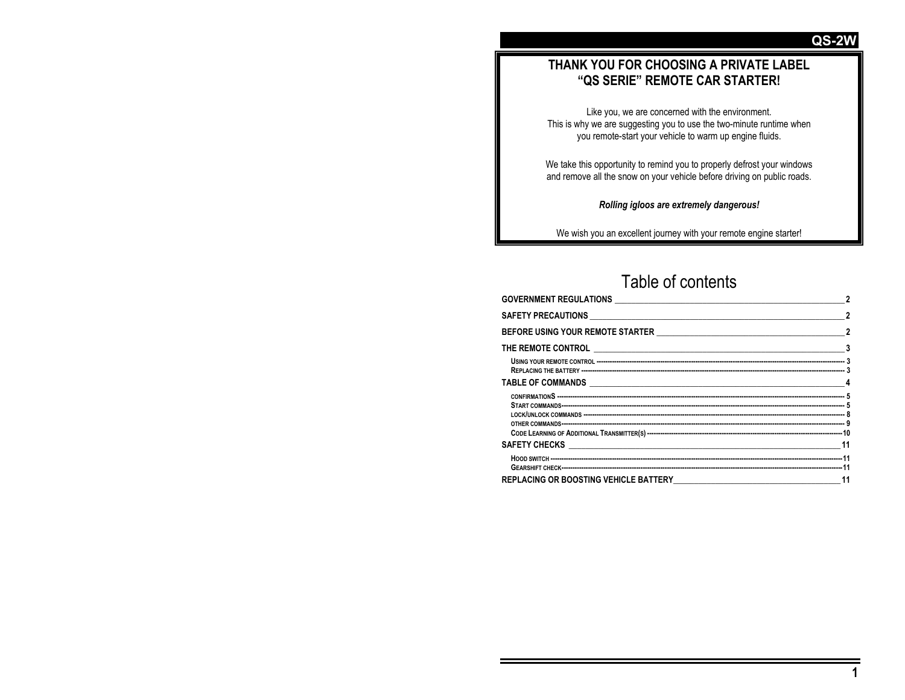**QS-2W**

## THANK YOU FOR CHOOSING A PRIVATE LABEL "QS SERIE" REMOTE CAR STARTER!

Like you, we are concerned with the environment.
This is why we are suggesting you to use the two-minute runtime when you remote-start your vehicle to warm up engine fluids.

We take this opportunity to remind you to properly defrost your windows and remove all the snow on your vehicle before driving on public roads.

***Rolling igloos are extremely dangerous!***

We wish you an excellent journey with your remote engine starter!

# Table of contents

**GOVERNMENT REGULATIONS** — 2

**SAFETY PRECAUTIONS** — 2

**BEFORE USING YOUR REMOTE STARTER** — 2

**THE REMOTE CONTROL** — 3

- Using your remote control — 3
- Replacing the battery — 3

**TABLE OF COMMANDS** — 4

- confirmationS — 5
- Start commands — 5
- lock/unlock commands — 8
- other commands — 9
- Code Learning of Additional Transmitter(s) — 10

**SAFETY CHECKS** — 11

- Hood switch — 11
- Gearshift check — 11

**REPLACING OR BOOSTING VEHICLE BATTERY** — 11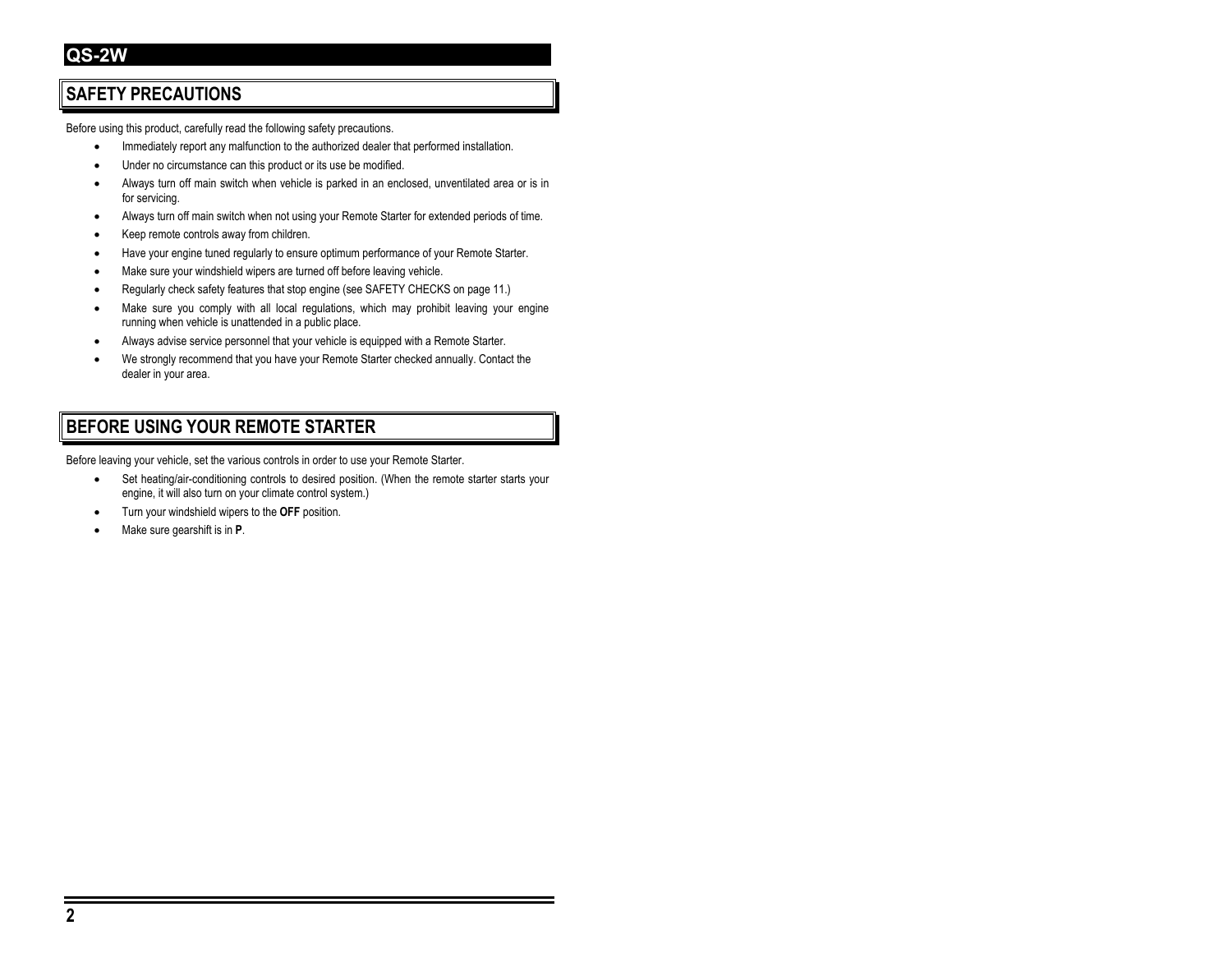## SAFETY PRECAUTIONS

Before using this product, carefully read the following safety precautions.

- Immediately report any malfunction to the authorized dealer that performed installation.
- Under no circumstance can this product or its use be modified.
- Always turn off main switch when vehicle is parked in an enclosed, unventilated area or is in for servicing.
- Always turn off main switch when not using your Remote Starter for extended periods of time.
- Keep remote controls away from children.
- Have your engine tuned regularly to ensure optimum performance of your Remote Starter.
- Make sure your windshield wipers are turned off before leaving vehicle.
- Regularly check safety features that stop engine (see SAFETY CHECKS on page 11.)
- Make sure you comply with all local regulations, which may prohibit leaving your engine running when vehicle is unattended in a public place.
- Always advise service personnel that your vehicle is equipped with a Remote Starter.
- We strongly recommend that you have your Remote Starter checked annually. Contact the dealer in your area.

## BEFORE USING YOUR REMOTE STARTER

Before leaving your vehicle, set the various controls in order to use your Remote Starter.

- Set heating/air-conditioning controls to desired position. (When the remote starter starts your engine, it will also turn on your climate control system.)
- Turn your windshield wipers to the **OFF** position.
- Make sure gearshift is in **P**.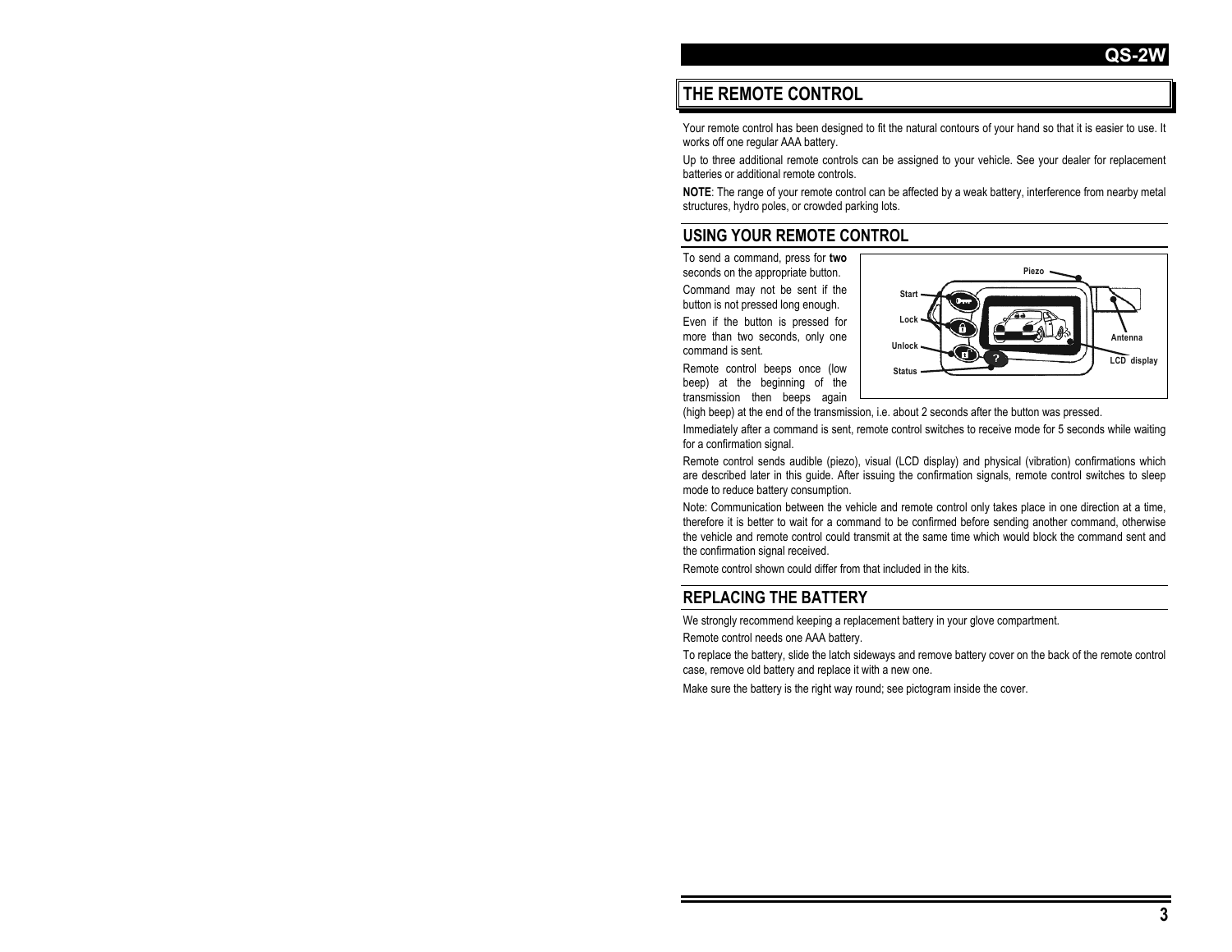## THE REMOTE CONTROL

Your remote control has been designed to fit the natural contours of your hand so that it is easier to use. It works off one regular AAA battery.

Up to three additional remote controls can be assigned to your vehicle. See your dealer for replacement batteries or additional remote controls.

**NOTE**: The range of your remote control can be affected by a weak battery, interference from nearby metal structures, hydro poles, or crowded parking lots.

## USING YOUR REMOTE CONTROL

To send a command, press for **two** seconds on the appropriate button.

Command may not be sent if the button is not pressed long enough.

Even if the button is pressed for more than two seconds, only one command is sent.

Remote control beeps once (low beep) at the beginning of the transmission then beeps again (high beep) at the end of the transmission, i.e. about 2 seconds after the button was pressed.

Immediately after a command is sent, remote control switches to receive mode for 5 seconds while waiting for a confirmation signal.

Remote control sends audible (piezo), visual (LCD display) and physical (vibration) confirmations which are described later in this guide. After issuing the confirmation signals, remote control switches to sleep mode to reduce battery consumption.

Note: Communication between the vehicle and remote control only takes place in one direction at a time, therefore it is better to wait for a command to be confirmed before sending another command, otherwise the vehicle and remote control could transmit at the same time which would block the command sent and the confirmation signal received.

Remote control shown could differ from that included in the kits.

## REPLACING THE BATTERY

We strongly recommend keeping a replacement battery in your glove compartment.

Remote control needs one AAA battery.

To replace the battery, slide the latch sideways and remove battery cover on the back of the remote control case, remove old battery and replace it with a new one.

Make sure the battery is the right way round; see pictogram inside the cover.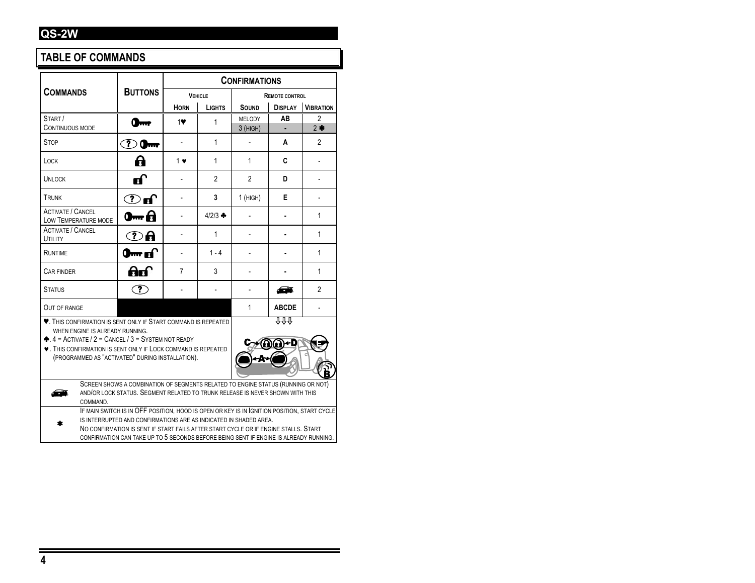## QS-2W

## TABLE OF COMMANDS

| Commands | Buttons | Confirmations | | | | |
|---|---|---|---|---|---|---|
| | | Vehicle | | Remote control | | |
| | | Horn | Lights | Sound | Display | Vibration |
| Start / Continuous mode | 🔑 | 1♥ | 1 | Melody / 3 (high) | AB / - | 2 / 2 ✱ |
| Stop | ? 🔑 | - | 1 | - | A | 2 |
| Lock | 🔒 | 1 ♥ | 1 | 1 | C | - |
| Unlock | 🔓 | - | 2 | 2 | D | - |
| Trunk | ? 🔓 | - | **3** | 1 (high) | E | - |
| Activate / Cancel Low Temperature mode | 🔑 🔒 | - | 4/2/3 ♣ | - | - | 1 |
| Activate / Cancel Utility | ? 🔒 | - | 1 | - | - | 1 |
| Runtime | 🔑 🔓 | - | 1 - 4 | - | - | 1 |
| Car finder | 🔒 🔓 | 7 | 3 | - | - | 1 |
| Status | ? | - | - | - | 🚗 | 2 |
| Out of range | | | | 1 | **ABCDE** | - |

♥. This confirmation is sent only if Start command is repeated when engine is already running.

♣. 4 = Activate / 2 = Cancel / 3 = System not ready

♥. This confirmation is sent only if Lock command is repeated (programmed as "activated" during installation).

🚗 Screen shows a combination of segments related to engine status (running or not) and/or lock status. Segment related to trunk release is never shown with this command.

✱ If main switch is in OFF position, hood is open or key is in Ignition position, start cycle is interrupted and confirmations are as indicated in shaded area.
No confirmation is sent if start fails after start cycle or if engine stalls. Start confirmation can take up to 5 seconds before being sent if engine is already running.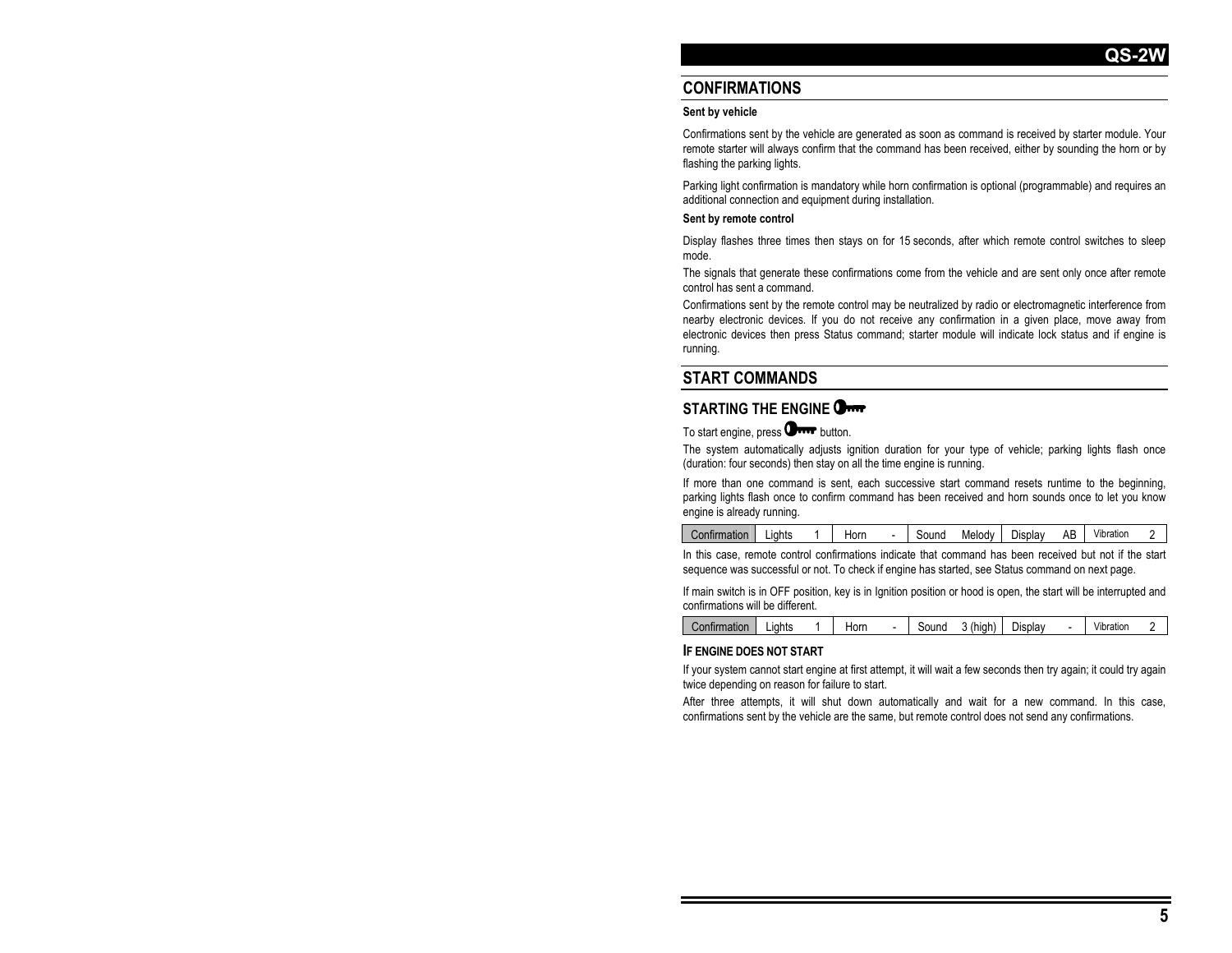## CONFIRMATIONS

**Sent by vehicle**

Confirmations sent by the vehicle are generated as soon as command is received by starter module. Your remote starter will always confirm that the command has been received, either by sounding the horn or by flashing the parking lights.

Parking light confirmation is mandatory while horn confirmation is optional (programmable) and requires an additional connection and equipment during installation.

**Sent by remote control**

Display flashes three times then stays on for 15 seconds, after which remote control switches to sleep mode.

The signals that generate these confirmations come from the vehicle and are sent only once after remote control has sent a command.

Confirmations sent by the remote control may be neutralized by radio or electromagnetic interference from nearby electronic devices. If you do not receive any confirmation in a given place, move away from electronic devices then press Status command; starter module will indicate lock status and if engine is running.

## START COMMANDS

### STARTING THE ENGINE

To start engine, press button.

The system automatically adjusts ignition duration for your type of vehicle; parking lights flash once (duration: four seconds) then stay on all the time engine is running.

If more than one command is sent, each successive start command resets runtime to the beginning, parking lights flash once to confirm command has been received and horn sounds once to let you know engine is already running.

| Confirmation | Lights | 1 | Horn | - | Sound | Melody | Display | AB | Vibration | 2 |
|---|---|---|---|---|---|---|---|---|---|---|

In this case, remote control confirmations indicate that command has been received but not if the start sequence was successful or not. To check if engine has started, see Status command on next page.

If main switch is in OFF position, key is in Ignition position or hood is open, the start will be interrupted and confirmations will be different.

| Confirmation | Lights | 1 | Horn | - | Sound | 3 (high) | Display | - | Vibration | 2 |
|---|---|---|---|---|---|---|---|---|---|---|

#### IF ENGINE DOES NOT START

If your system cannot start engine at first attempt, it will wait a few seconds then try again; it could try again twice depending on reason for failure to start.

After three attempts, it will shut down automatically and wait for a new command. In this case, confirmations sent by the vehicle are the same, but remote control does not send any confirmations.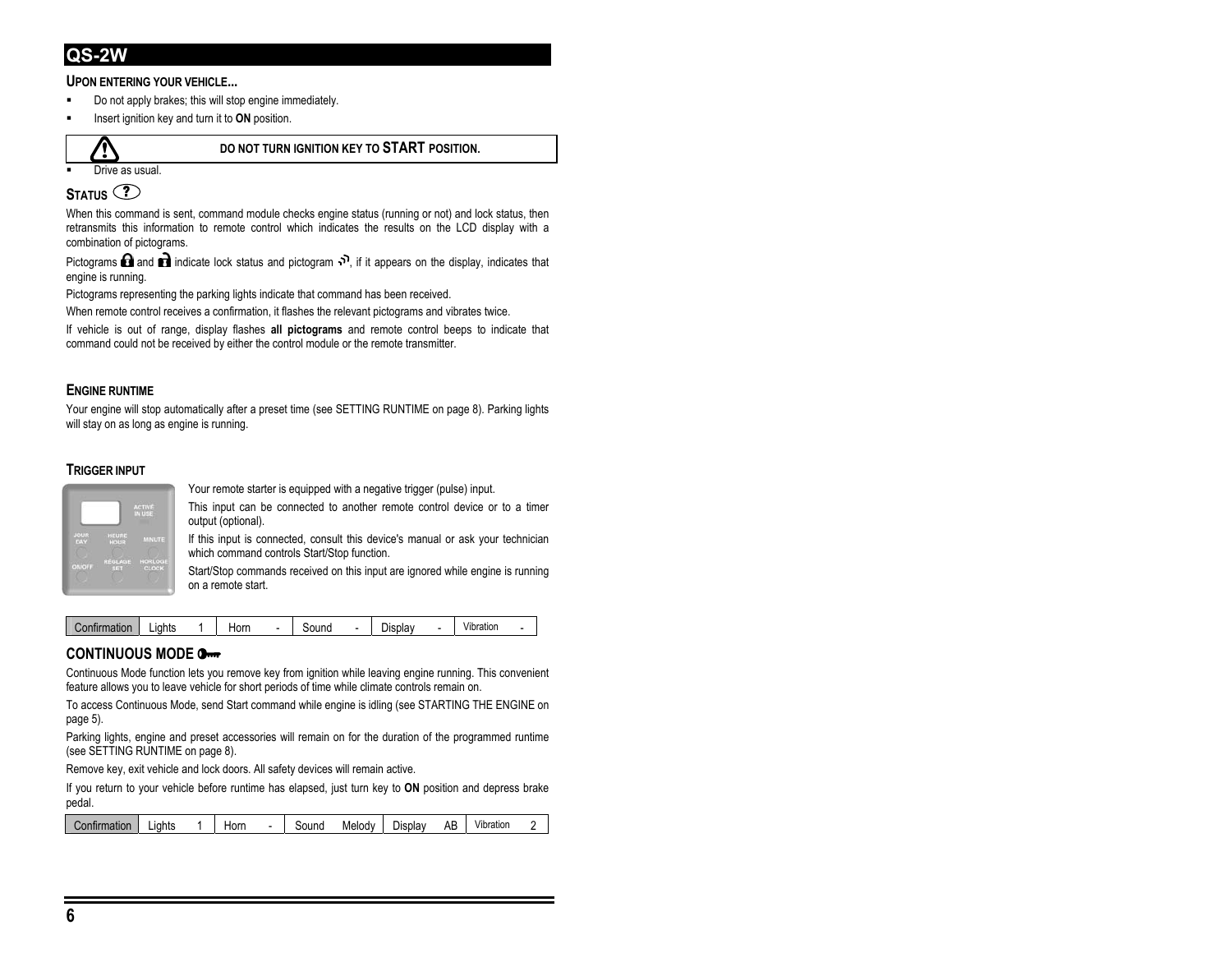## QS-2W

### Upon entering your vehicle...

- Do not apply brakes; this will stop engine immediately.
- Insert ignition key and turn it to **ON** position.

| ⚠ | **DO NOT TURN IGNITION KEY TO START POSITION.** |
|---|---|

- Drive as usual.

### Status

When this command is sent, command module checks engine status (running or not) and lock status, then retransmits this information to remote control which indicates the results on the LCD display with a combination of pictograms.

Pictograms and indicate lock status and pictogram , if it appears on the display, indicates that engine is running.

Pictograms representing the parking lights indicate that command has been received.

When remote control receives a confirmation, it flashes the relevant pictograms and vibrates twice.

If vehicle is out of range, display flashes **all pictograms** and remote control beeps to indicate that command could not be received by either the control module or the remote transmitter.

### Engine runtime

Your engine will stop automatically after a preset time (see SETTING RUNTIME on page 8). Parking lights will stay on as long as engine is running.

### Trigger input

Your remote starter is equipped with a negative trigger (pulse) input.

This input can be connected to another remote control device or to a timer output (optional).

If this input is connected, consult this device's manual or ask your technician which command controls Start/Stop function.

Start/Stop commands received on this input are ignored while engine is running on a remote start.

| Confirmation | Lights | 1 | Horn | - | Sound | - | Display | - | Vibration | - |
|---|---|---|---|---|---|---|---|---|---|---|

### CONTINUOUS MODE

Continuous Mode function lets you remove key from ignition while leaving engine running. This convenient feature allows you to leave vehicle for short periods of time while climate controls remain on.

To access Continuous Mode, send Start command while engine is idling (see STARTING THE ENGINE on page 5).

Parking lights, engine and preset accessories will remain on for the duration of the programmed runtime (see SETTING RUNTIME on page 8).

Remove key, exit vehicle and lock doors. All safety devices will remain active.

If you return to your vehicle before runtime has elapsed, just turn key to **ON** position and depress brake pedal.

| Confirmation | Lights | 1 | Horn | - | Sound | Melody | Display | AB | Vibration | 2 |
|---|---|---|---|---|---|---|---|---|---|---|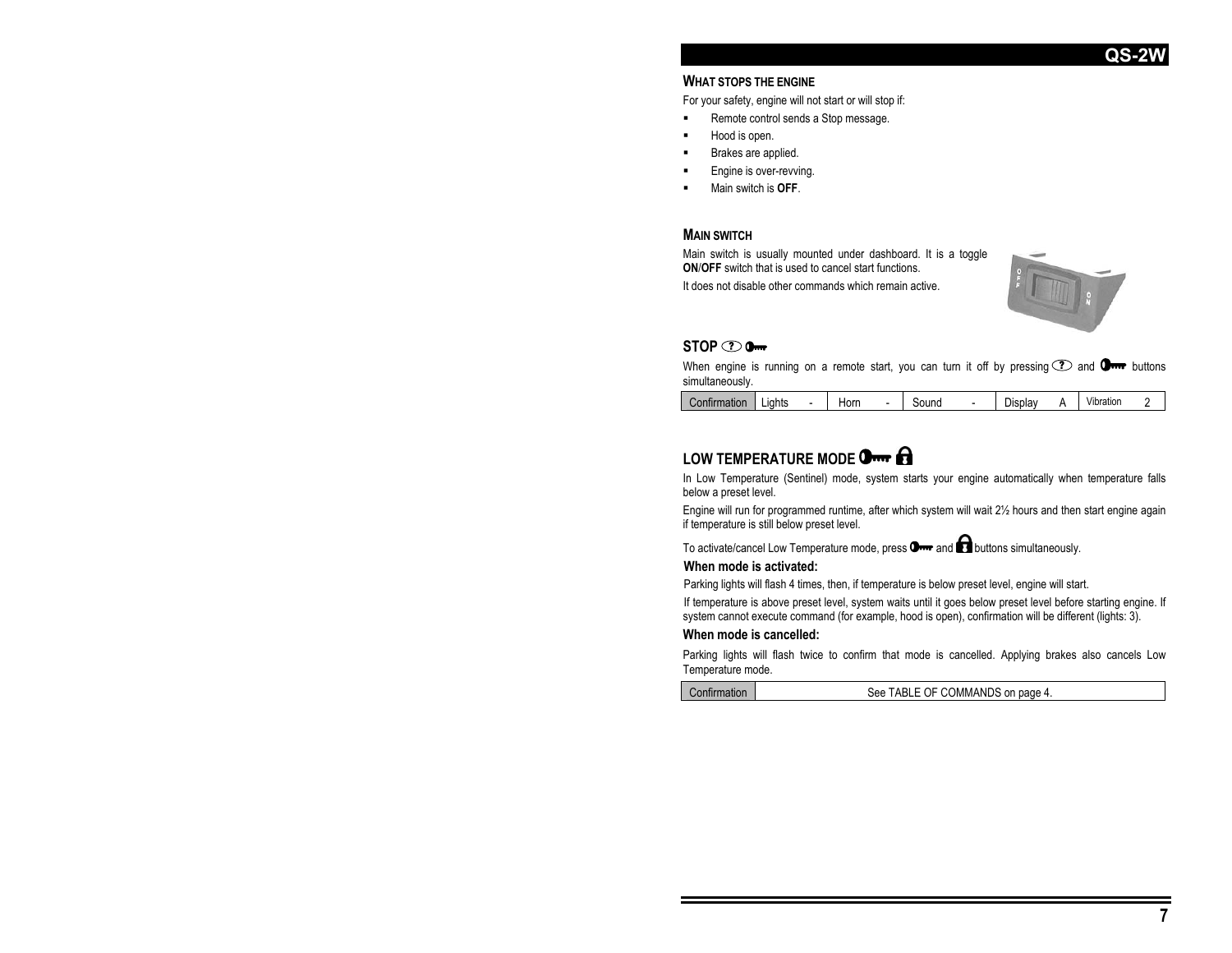## WHAT STOPS THE ENGINE

For your safety, engine will not start or will stop if:

- Remote control sends a Stop message.
- Hood is open.
- Brakes are applied.
- Engine is over-revving.
- Main switch is **OFF**.

## MAIN SWITCH

Main switch is usually mounted under dashboard. It is a toggle **ON**/**OFF** switch that is used to cancel start functions.

It does not disable other commands which remain active.

## STOP

When engine is running on a remote start, you can turn it off by pressing and buttons simultaneously.

| Confirmation | Lights | - | Horn | - | Sound | - | Display | A | Vibration | 2 |
|---|---|---|---|---|---|---|---|---|---|---|

## LOW TEMPERATURE MODE

In Low Temperature (Sentinel) mode, system starts your engine automatically when temperature falls below a preset level.

Engine will run for programmed runtime, after which system will wait 2½ hours and then start engine again if temperature is still below preset level.

To activate/cancel Low Temperature mode, press and buttons simultaneously.

**When mode is activated:**

Parking lights will flash 4 times, then, if temperature is below preset level, engine will start.

If temperature is above preset level, system waits until it goes below preset level before starting engine. If system cannot execute command (for example, hood is open), confirmation will be different (lights: 3).

**When mode is cancelled:**

Parking lights will flash twice to confirm that mode is cancelled. Applying brakes also cancels Low Temperature mode.

| Confirmation | See TABLE OF COMMANDS on page 4. |
|---|---|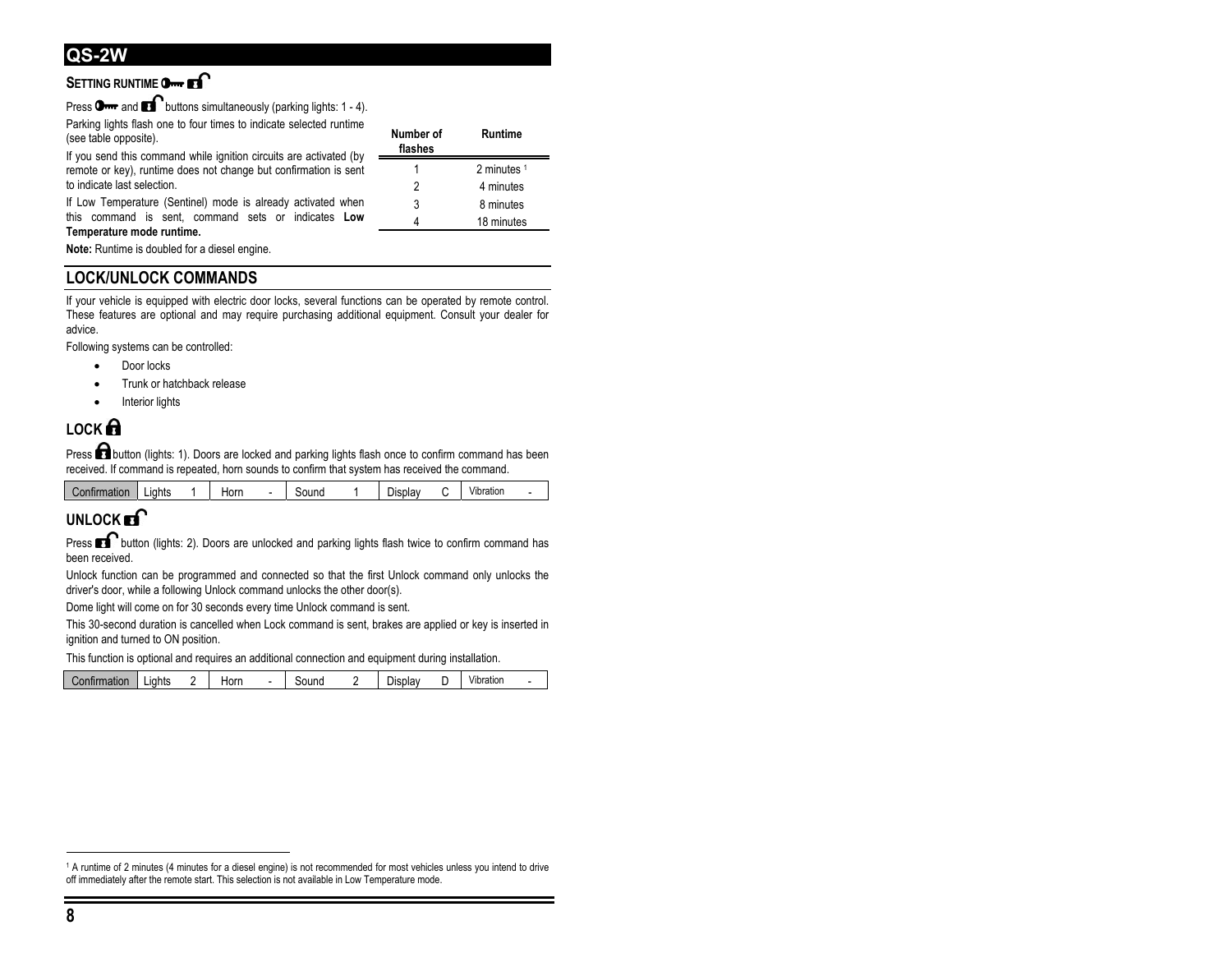## QS-2W

### SETTING RUNTIME

Press and buttons simultaneously (parking lights: 1 - 4).

Parking lights flash one to four times to indicate selected runtime (see table opposite).

If you send this command while ignition circuits are activated (by remote or key), runtime does not change but confirmation is sent to indicate last selection.

If Low Temperature (Sentinel) mode is already activated when this command is sent, command sets or indicates **Low Temperature mode runtime.**

| Number of flashes | Runtime |
|---|---|
| 1 | 2 minutes [1] |
| 2 | 4 minutes |
| 3 | 8 minutes |
| 4 | 18 minutes |

**Note:** Runtime is doubled for a diesel engine.

## LOCK/UNLOCK COMMANDS

If your vehicle is equipped with electric door locks, several functions can be operated by remote control. These features are optional and may require purchasing additional equipment. Consult your dealer for advice.

Following systems can be controlled:

- Door locks
- Trunk or hatchback release
- Interior lights

### LOCK

Press button (lights: 1). Doors are locked and parking lights flash once to confirm command has been received. If command is repeated, horn sounds to confirm that system has received the command.

| Confirmation | Lights | 1 | Horn | - | Sound | 1 | Display | C | Vibration | - |
|---|---|---|---|---|---|---|---|---|---|---|

### UNLOCK

Press button (lights: 2). Doors are unlocked and parking lights flash twice to confirm command has been received.

Unlock function can be programmed and connected so that the first Unlock command only unlocks the driver's door, while a following Unlock command unlocks the other door(s).

Dome light will come on for 30 seconds every time Unlock command is sent.

This 30-second duration is cancelled when Lock command is sent, brakes are applied or key is inserted in ignition and turned to ON position.

This function is optional and requires an additional connection and equipment during installation.

| Confirmation | Lights | 2 | Horn | - | Sound | 2 | Display | D | Vibration | - |
|---|---|---|---|---|---|---|---|---|---|---|

[1] A runtime of 2 minutes (4 minutes for a diesel engine) is not recommended for most vehicles unless you intend to drive off immediately after the remote start. This selection is not available in Low Temperature mode.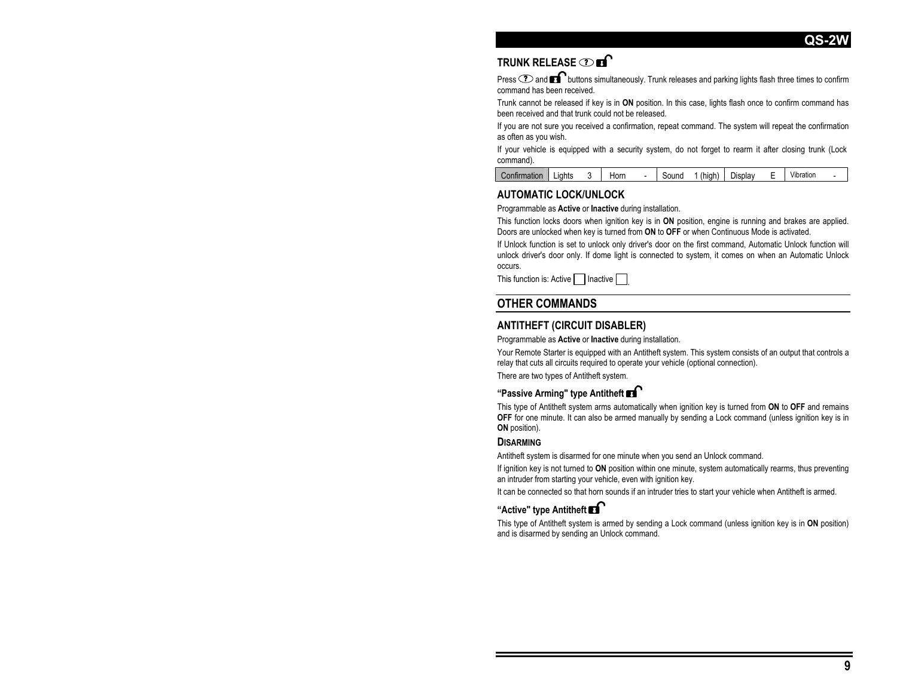## TRUNK RELEASE

Press and buttons simultaneously. Trunk releases and parking lights flash three times to confirm command has been received.

Trunk cannot be released if key is in **ON** position. In this case, lights flash once to confirm command has been received and that trunk could not be released.

If you are not sure you received a confirmation, repeat command. The system will repeat the confirmation as often as you wish.

If your vehicle is equipped with a security system, do not forget to rearm it after closing trunk (Lock command).

| Confirmation | Lights | 3 | Horn | - | Sound | 1 (high) | Display | E | Vibration | - |
|---|---|---|---|---|---|---|---|---|---|---|

## AUTOMATIC LOCK/UNLOCK

Programmable as **Active** or **Inactive** during installation.

This function locks doors when ignition key is in **ON** position, engine is running and brakes are applied. Doors are unlocked when key is turned from **ON** to **OFF** or when Continuous Mode is activated.

If Unlock function is set to unlock only driver's door on the first command, Automatic Unlock function will unlock driver's door only. If dome light is connected to system, it comes on when an Automatic Unlock occurs.

This function is: Active ☐ Inactive ☐.

# OTHER COMMANDS

## ANTITHEFT (CIRCUIT DISABLER)

Programmable as **Active** or **Inactive** during installation.

Your Remote Starter is equipped with an Antitheft system. This system consists of an output that controls a relay that cuts all circuits required to operate your vehicle (optional connection).

There are two types of Antitheft system.

### “Passive Arming" type Antitheft

This type of Antitheft system arms automatically when ignition key is turned from **ON** to **OFF** and remains **OFF** for one minute. It can also be armed manually by sending a Lock command (unless ignition key is in **ON** position).

#### DISARMING

Antitheft system is disarmed for one minute when you send an Unlock command.

If ignition key is not turned to **ON** position within one minute, system automatically rearms, thus preventing an intruder from starting your vehicle, even with ignition key.

It can be connected so that horn sounds if an intruder tries to start your vehicle when Antitheft is armed.

### “Active" type Antitheft

This type of Antitheft system is armed by sending a Lock command (unless ignition key is in **ON** position) and is disarmed by sending an Unlock command.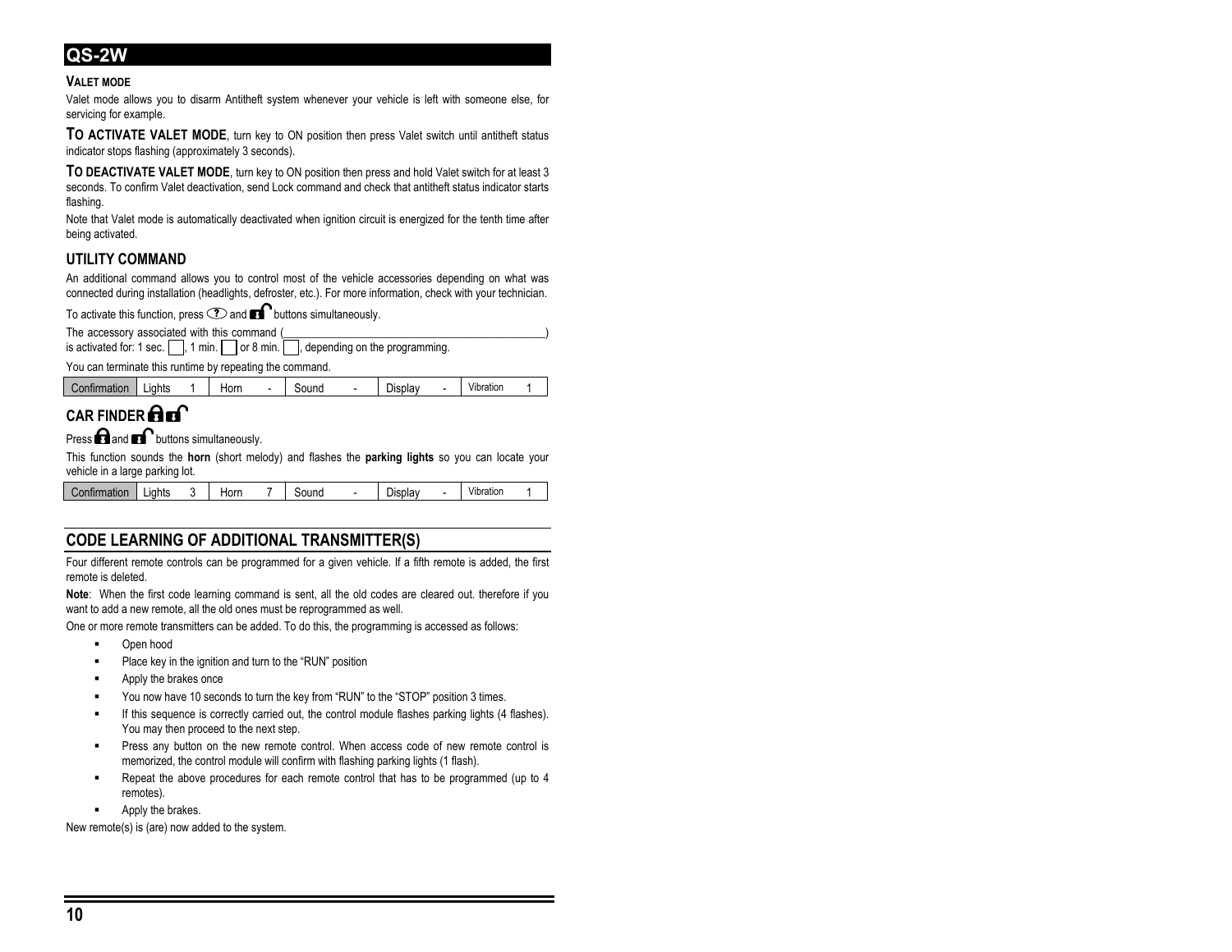# QS-2W

### VALET MODE

Valet mode allows you to disarm Antitheft system whenever your vehicle is left with someone else, for servicing for example.

**TO ACTIVATE VALET MODE**, turn key to ON position then press Valet switch until antitheft status indicator stops flashing (approximately 3 seconds).

**TO DEACTIVATE VALET MODE**, turn key to ON position then press and hold Valet switch for at least 3 seconds. To confirm Valet deactivation, send Lock command and check that antitheft status indicator starts flashing.

Note that Valet mode is automatically deactivated when ignition circuit is energized for the tenth time after being activated.

## UTILITY COMMAND

An additional command allows you to control most of the vehicle accessories depending on what was connected during installation (headlights, defroster, etc.). For more information, check with your technician.

To activate this function, press ? and unlock buttons simultaneously.

The accessory associated with this command (_______________________________________________)
is activated for: 1 sec. [ ], 1 min. [ ] or 8 min. [ ], depending on the programming.

You can terminate this runtime by repeating the command.

| Confirmation | Lights | 1 | Horn | - | Sound | - | Display | - | Vibration | 1 |
|---|---|---|---|---|---|---|---|---|---|---|

## CAR FINDER

Press lock and unlock buttons simultaneously.

This function sounds the **horn** (short melody) and flashes the **parking lights** so you can locate your vehicle in a large parking lot.

| Confirmation | Lights | 3 | Horn | 7 | Sound | - | Display | - | Vibration | 1 |
|---|---|---|---|---|---|---|---|---|---|---|

## CODE LEARNING OF ADDITIONAL TRANSMITTER(S)

Four different remote controls can be programmed for a given vehicle. If a fifth remote is added, the first remote is deleted.

**Note**: When the first code learning command is sent, all the old codes are cleared out. therefore if you want to add a new remote, all the old ones must be reprogrammed as well.

One or more remote transmitters can be added. To do this, the programming is accessed as follows:

- Open hood
- Place key in the ignition and turn to the “RUN” position
- Apply the brakes once
- You now have 10 seconds to turn the key from “RUN” to the “STOP” position 3 times.
- If this sequence is correctly carried out, the control module flashes parking lights (4 flashes). You may then proceed to the next step.
- Press any button on the new remote control. When access code of new remote control is memorized, the control module will confirm with flashing parking lights (1 flash).
- Repeat the above procedures for each remote control that has to be programmed (up to 4 remotes).
- Apply the brakes.

New remote(s) is (are) now added to the system.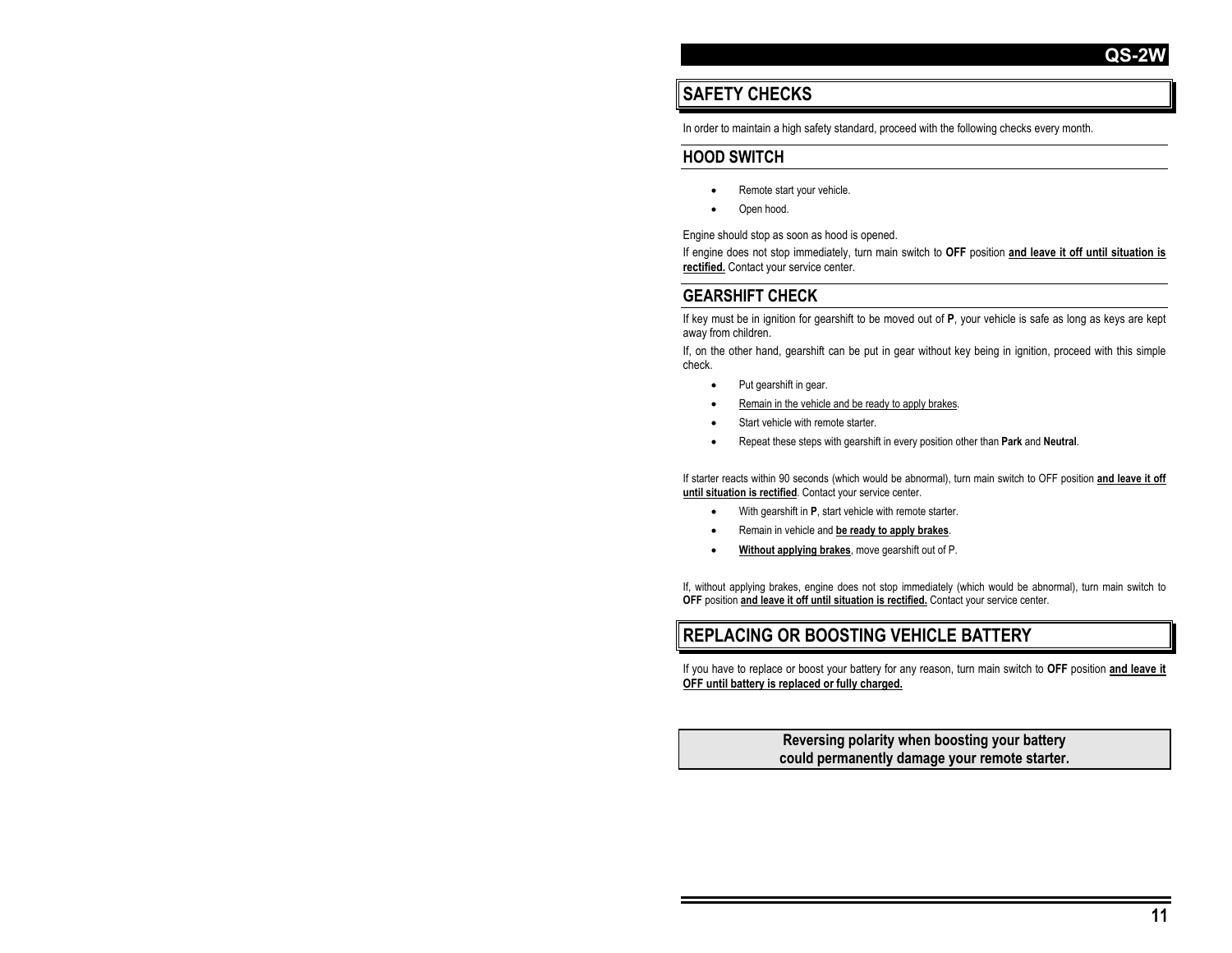## SAFETY CHECKS

In order to maintain a high safety standard, proceed with the following checks every month.

### HOOD SWITCH

- Remote start your vehicle.
- Open hood.

Engine should stop as soon as hood is opened.

If engine does not stop immediately, turn main switch to **OFF** position **and leave it off until situation is rectified.** Contact your service center.

### GEARSHIFT CHECK

If key must be in ignition for gearshift to be moved out of **P**, your vehicle is safe as long as keys are kept away from children.

If, on the other hand, gearshift can be put in gear without key being in ignition, proceed with this simple check.

- Put gearshift in gear.
- Remain in the vehicle and be ready to apply brakes.
- Start vehicle with remote starter.
- Repeat these steps with gearshift in every position other than **Park** and **Neutral**.

If starter reacts within 90 seconds (which would be abnormal), turn main switch to OFF position **and leave it off until situation is rectified**. Contact your service center.

- With gearshift in **P**, start vehicle with remote starter.
- Remain in vehicle and **be ready to apply brakes**.
- **Without applying brakes**, move gearshift out of P.

If, without applying brakes, engine does not stop immediately (which would be abnormal), turn main switch to **OFF** position **and leave it off until situation is rectified.** Contact your service center.

## REPLACING OR BOOSTING VEHICLE BATTERY

If you have to replace or boost your battery for any reason, turn main switch to **OFF** position **and leave it OFF until battery is replaced or fully charged.**

**Reversing polarity when boosting your battery could permanently damage your remote starter.**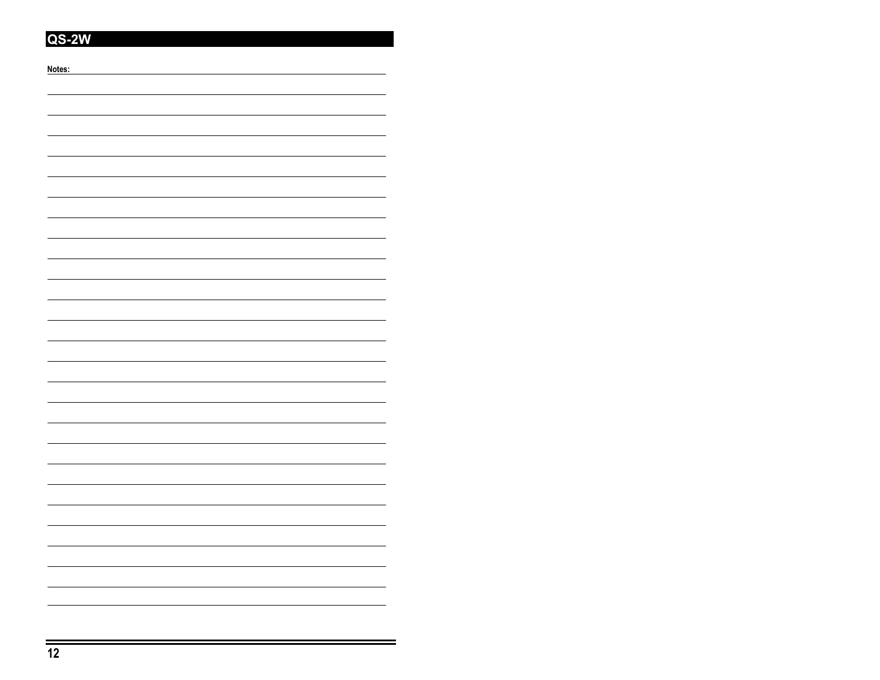Notes: